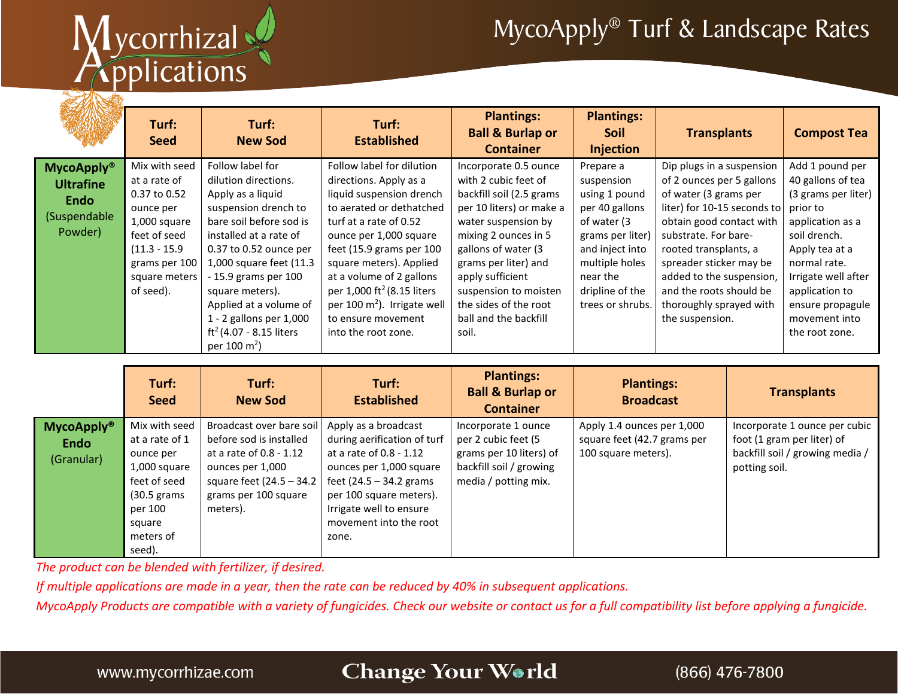# MycoApply® Turf & Landscape Rates

| | Turf: Seed | Turf: New Sod | Turf: Established | Plantings: Ball & Burlap or Container | Plantings: Soil Injection | Transplants | Compost Tea |
|---|---|---|---|---|---|---|---|
| **MycoApply® Ultrafine Endo** (Suspendable Powder) | Mix with seed at a rate of 0.37 to 0.52 ounce per 1,000 square feet of seed (11.3 - 15.9 grams per 100 square meters of seed). | Follow label for dilution directions. Apply as a liquid suspension drench to bare soil before sod is installed at a rate of 0.37 to 0.52 ounce per 1,000 square feet (11.3 - 15.9 grams per 100 square meters). Applied at a volume of 1 - 2 gallons per 1,000 $ft^2$ (4.07 - 8.15 liters per 100 $m^2$) | Follow label for dilution directions. Apply as a liquid suspension drench to aerated or dethatched turf at a rate of 0.52 ounce per 1,000 square feet (15.9 grams per 100 square meters). Applied at a volume of 2 gallons per 1,000 $ft^2$ (8.15 liters per 100 $m^2$). Irrigate well to ensure movement into the root zone. | Incorporate 0.5 ounce with 2 cubic feet of backfill soil (2.5 grams per 10 liters) or make a water suspension by mixing 2 ounces in 5 gallons of water (3 grams per liter) and apply sufficient suspension to moisten the sides of the root ball and the backfill soil. | Prepare a suspension using 1 pound per 40 gallons of water (3 grams per liter) and inject into multiple holes near the dripline of the trees or shrubs. | Dip plugs in a suspension of 2 ounces per 5 gallons of water (3 grams per liter) for 10-15 seconds to obtain good contact with substrate. For bare-rooted transplants, a spreader sticker may be added to the suspension, and the roots should be thoroughly sprayed with the suspension. | Add 1 pound per 40 gallons of tea (3 grams per liter) prior to application as a soil drench. Apply tea at a normal rate. Irrigate well after application to ensure propagule movement into the root zone. |

| | Turf: Seed | Turf: New Sod | Turf: Established | Plantings: Ball & Burlap or Container | Plantings: Broadcast | Transplants |
|---|---|---|---|---|---|---|
| **MycoApply® Endo** (Granular) | Mix with seed at a rate of 1 ounce per 1,000 square feet of seed (30.5 grams per 100 square meters of seed). | Broadcast over bare soil before sod is installed at a rate of 0.8 - 1.12 ounces per 1,000 square feet (24.5 – 34.2 grams per 100 square meters). | Apply as a broadcast during aerification of turf at a rate of 0.8 - 1.12 ounces per 1,000 square feet (24.5 – 34.2 grams per 100 square meters). Irrigate well to ensure movement into the root zone. | Incorporate 1 ounce per 2 cubic feet (5 grams per 10 liters) of backfill soil / growing media / potting mix. | Apply 1.4 ounces per 1,000 square feet (42.7 grams per 100 square meters). | Incorporate 1 ounce per cubic foot (1 gram per liter) of backfill soil / growing media / potting soil. |

*The product can be blended with fertilizer, if desired.*

*If multiple applications are made in a year, then the rate can be reduced by 40% in subsequent applications.*

*MycoApply Products are compatible with a variety of fungicides. Check our website or contact us for a full compatibility list before applying a fungicide.*

www.mycorrhizae.com | Change Your World | (866) 476-7800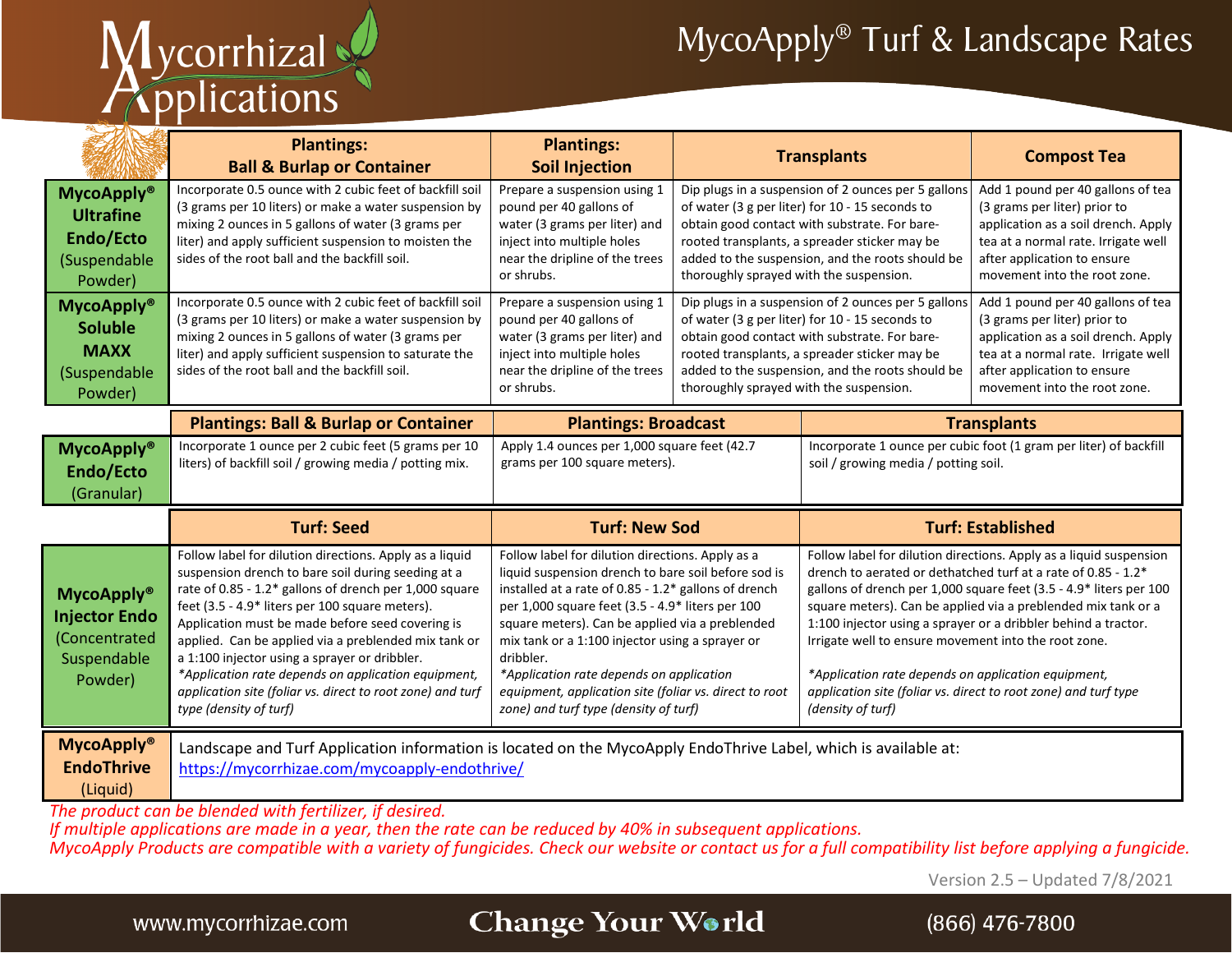# MycoApply® Turf & Landscape Rates

| | Plantings: Ball & Burlap or Container | Plantings: Soil Injection | Transplants | Compost Tea |
|---|---|---|---|---|
| **MycoApply® Ultrafine Endo/Ecto** (Suspendable Powder) | Incorporate 0.5 ounce with 2 cubic feet of backfill soil (3 grams per 10 liters) or make a water suspension by mixing 2 ounces in 5 gallons of water (3 grams per liter) and apply sufficient suspension to moisten the sides of the root ball and the backfill soil. | Prepare a suspension using 1 pound per 40 gallons of water (3 grams per liter) and inject into multiple holes near the dripline of the trees or shrubs. | Dip plugs in a suspension of 2 ounces per 5 gallons of water (3 g per liter) for 10 - 15 seconds to obtain good contact with substrate. For bare-rooted transplants, a spreader sticker may be added to the suspension, and the roots should be thoroughly sprayed with the suspension. | Add 1 pound per 40 gallons of tea (3 grams per liter) prior to application as a soil drench. Apply tea at a normal rate. Irrigate well after application to ensure movement into the root zone. |
| **MycoApply® Soluble MAXX** (Suspendable Powder) | Incorporate 0.5 ounce with 2 cubic feet of backfill soil (3 grams per 10 liters) or make a water suspension by mixing 2 ounces in 5 gallons of water (3 grams per liter) and apply sufficient suspension to saturate the sides of the root ball and the backfill soil. | Prepare a suspension using 1 pound per 40 gallons of water (3 grams per liter) and inject into multiple holes near the dripline of the trees or shrubs. | Dip plugs in a suspension of 2 ounces per 5 gallons of water (3 g per liter) for 10 - 15 seconds to obtain good contact with substrate. For bare-rooted transplants, a spreader sticker may be added to the suspension, and the roots should be thoroughly sprayed with the suspension. | Add 1 pound per 40 gallons of tea (3 grams per liter) prior to application as a soil drench. Apply tea at a normal rate. Irrigate well after application to ensure movement into the root zone. |

| | Plantings: Ball & Burlap or Container | Plantings: Broadcast | Transplants |
|---|---|---|---|
| **MycoApply® Endo/Ecto** (Granular) | Incorporate 1 ounce per 2 cubic feet (5 grams per 10 liters) of backfill soil / growing media / potting mix. | Apply 1.4 ounces per 1,000 square feet (42.7 grams per 100 square meters). | Incorporate 1 ounce per cubic foot (1 gram per liter) of backfill soil / growing media / potting soil. |

| | Turf: Seed | Turf: New Sod | Turf: Established |
|---|---|---|---|
| **MycoApply® Injector Endo** (Concentrated Suspendable Powder) | Follow label for dilution directions. Apply as a liquid suspension drench to bare soil during seeding at a rate of 0.85 - 1.2* gallons of drench per 1,000 square feet (3.5 - 4.9* liters per 100 square meters). Application must be made before seed covering is applied. Can be applied via a preblended mix tank or a 1:100 injector using a sprayer or dribbler. *\*Application rate depends on application equipment, application site (foliar vs. direct to root zone) and turf type (density of turf)* | Follow label for dilution directions. Apply as a liquid suspension drench to bare soil before sod is installed at a rate of 0.85 - 1.2* gallons of drench per 1,000 square feet (3.5 - 4.9* liters per 100 square meters). Can be applied via a preblended mix tank or a 1:100 injector using a sprayer or dribbler. *\*Application rate depends on application equipment, application site (foliar vs. direct to root zone) and turf type (density of turf)* | Follow label for dilution directions. Apply as a liquid suspension drench to aerated or dethatched turf at a rate of 0.85 - 1.2* gallons of drench per 1,000 square feet (3.5 - 4.9* liters per 100 square meters). Can be applied via a preblended mix tank or a 1:100 injector using a sprayer or a dribbler behind a tractor. Irrigate well to ensure movement into the root zone. *\*Application rate depends on application equipment, application site (foliar vs. direct to root zone) and turf type (density of turf)* |

| | |
|---|---|
| **MycoApply® EndoThrive** (Liquid) | Landscape and Turf Application information is located on the MycoApply EndoThrive Label, which is available at: https://mycorrhizae.com/mycoapply-endothrive/ |

*The product can be blended with fertilizer, if desired.*
*If multiple applications are made in a year, then the rate can be reduced by 40% in subsequent applications.*
*MycoApply Products are compatible with a variety of fungicides. Check our website or contact us for a full compatibility list before applying a fungicide.*

Version 2.5 – Updated 7/8/2021

www.mycorrhizae.com Change Your World (866) 476-7800